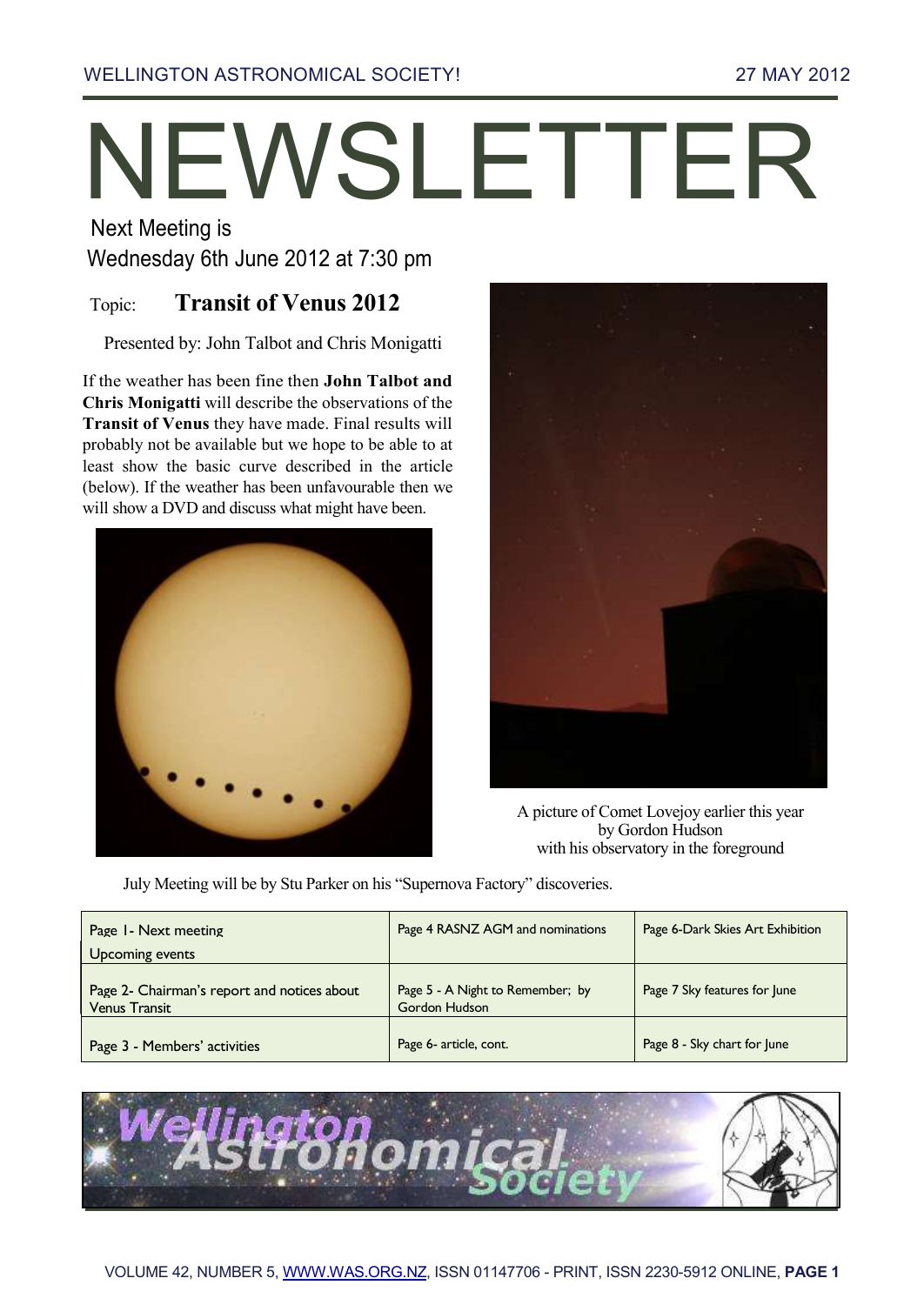# NEWSLETTER

Next Meeting is
Wednesday 6th June 2012 at 7:30 pm

## Topic: **Transit of Venus 2012**

Presented by: John Talbot and Chris Monigatti

If the weather has been fine then **John Talbot and Chris Monigatti** will describe the observations of the **Transit of Venus** they have made. Final results will probably not be available but we hope to be able to at least show the basic curve described in the article (below). If the weather has been unfavourable then we will show a DVD and discuss what might have been.

A picture of Comet Lovejoy earlier this year by Gordon Hudson with his observatory in the foreground

July Meeting will be by Stu Parker on his "Supernova Factory" discoveries.

| | | |
|---|---|---|
| Page 1- Next meeting<br>Upcoming events | Page 4 RASNZ AGM and nominations | Page 6-Dark Skies Art Exhibition |
| Page 2- Chairman's report and notices about Venus Transit | Page 5 - A Night to Remember; by Gordon Hudson | Page 7 Sky features for June |
| Page 3 - Members' activities | Page 6- article, cont. | Page 8 - Sky chart for June |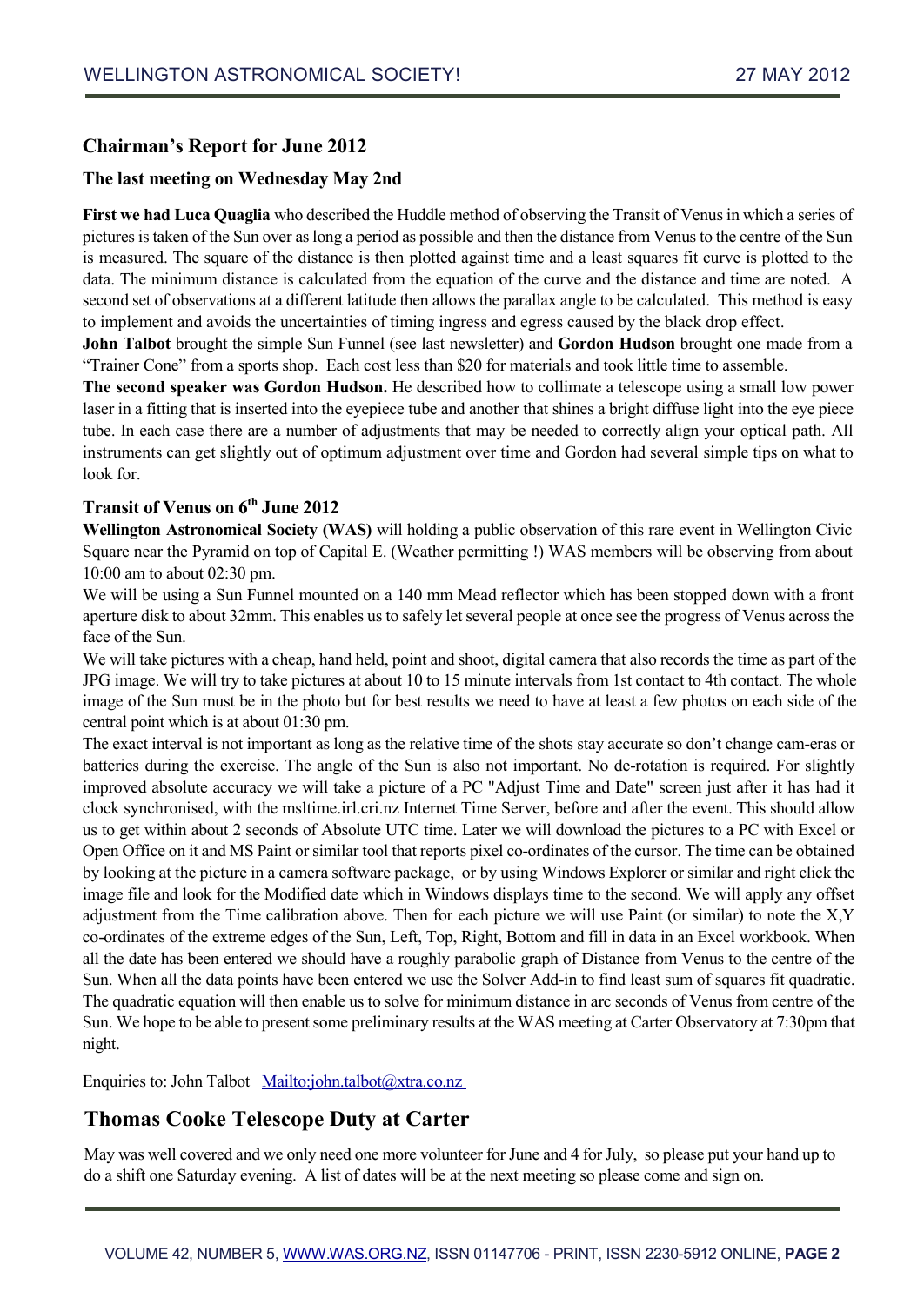## Chairman's Report for June 2012

### The last meeting on Wednesday May 2nd

**First we had Luca Quaglia** who described the Huddle method of observing the Transit of Venus in which a series of pictures is taken of the Sun over as long a period as possible and then the distance from Venus to the centre of the Sun is measured. The square of the distance is then plotted against time and a least squares fit curve is plotted to the data. The minimum distance is calculated from the equation of the curve and the distance and time are noted. A second set of observations at a different latitude then allows the parallax angle to be calculated. This method is easy to implement and avoids the uncertainties of timing ingress and egress caused by the black drop effect.

**John Talbot** brought the simple Sun Funnel (see last newsletter) and **Gordon Hudson** brought one made from a "Trainer Cone" from a sports shop. Each cost less than $20 for materials and took little time to assemble.

**The second speaker was Gordon Hudson.** He described how to collimate a telescope using a small low power laser in a fitting that is inserted into the eyepiece tube and another that shines a bright diffuse light into the eye piece tube. In each case there are a number of adjustments that may be needed to correctly align your optical path. All instruments can get slightly out of optimum adjustment over time and Gordon had several simple tips on what to look for.

### Transit of Venus on 6th June 2012

**Wellington Astronomical Society (WAS)** will holding a public observation of this rare event in Wellington Civic Square near the Pyramid on top of Capital E. (Weather permitting !) WAS members will be observing from about 10:00 am to about 02:30 pm.

We will be using a Sun Funnel mounted on a 140 mm Mead reflector which has been stopped down with a front aperture disk to about 32mm. This enables us to safely let several people at once see the progress of Venus across the face of the Sun.

We will take pictures with a cheap, hand held, point and shoot, digital camera that also records the time as part of the JPG image. We will try to take pictures at about 10 to 15 minute intervals from 1st contact to 4th contact. The whole image of the Sun must be in the photo but for best results we need to have at least a few photos on each side of the central point which is at about 01:30 pm.

The exact interval is not important as long as the relative time of the shots stay accurate so don't change cam-eras or batteries during the exercise. The angle of the Sun is also not important. No de-rotation is required. For slightly improved absolute accuracy we will take a picture of a PC "Adjust Time and Date" screen just after it has had it clock synchronised, with the msltime.irl.cri.nz Internet Time Server, before and after the event. This should allow us to get within about 2 seconds of Absolute UTC time. Later we will download the pictures to a PC with Excel or Open Office on it and MS Paint or similar tool that reports pixel co-ordinates of the cursor. The time can be obtained by looking at the picture in a camera software package, or by using Windows Explorer or similar and right click the image file and look for the Modified date which in Windows displays time to the second. We will apply any offset adjustment from the Time calibration above. Then for each picture we will use Paint (or similar) to note the X,Y co-ordinates of the extreme edges of the Sun, Left, Top, Right, Bottom and fill in data in an Excel workbook. When all the date has been entered we should have a roughly parabolic graph of Distance from Venus to the centre of the Sun. When all the data points have been entered we use the Solver Add-in to find least sum of squares fit quadratic. The quadratic equation will then enable us to solve for minimum distance in arc seconds of Venus from centre of the Sun. We hope to be able to present some preliminary results at the WAS meeting at Carter Observatory at 7:30pm that night.

Enquiries to: John Talbot [Mailto:john.talbot@xtra.co.nz](mailto:john.talbot@xtra.co.nz)

## Thomas Cooke Telescope Duty at Carter

May was well covered and we only need one more volunteer for June and 4 for July, so please put your hand up to do a shift one Saturday evening. A list of dates will be at the next meeting so please come and sign on.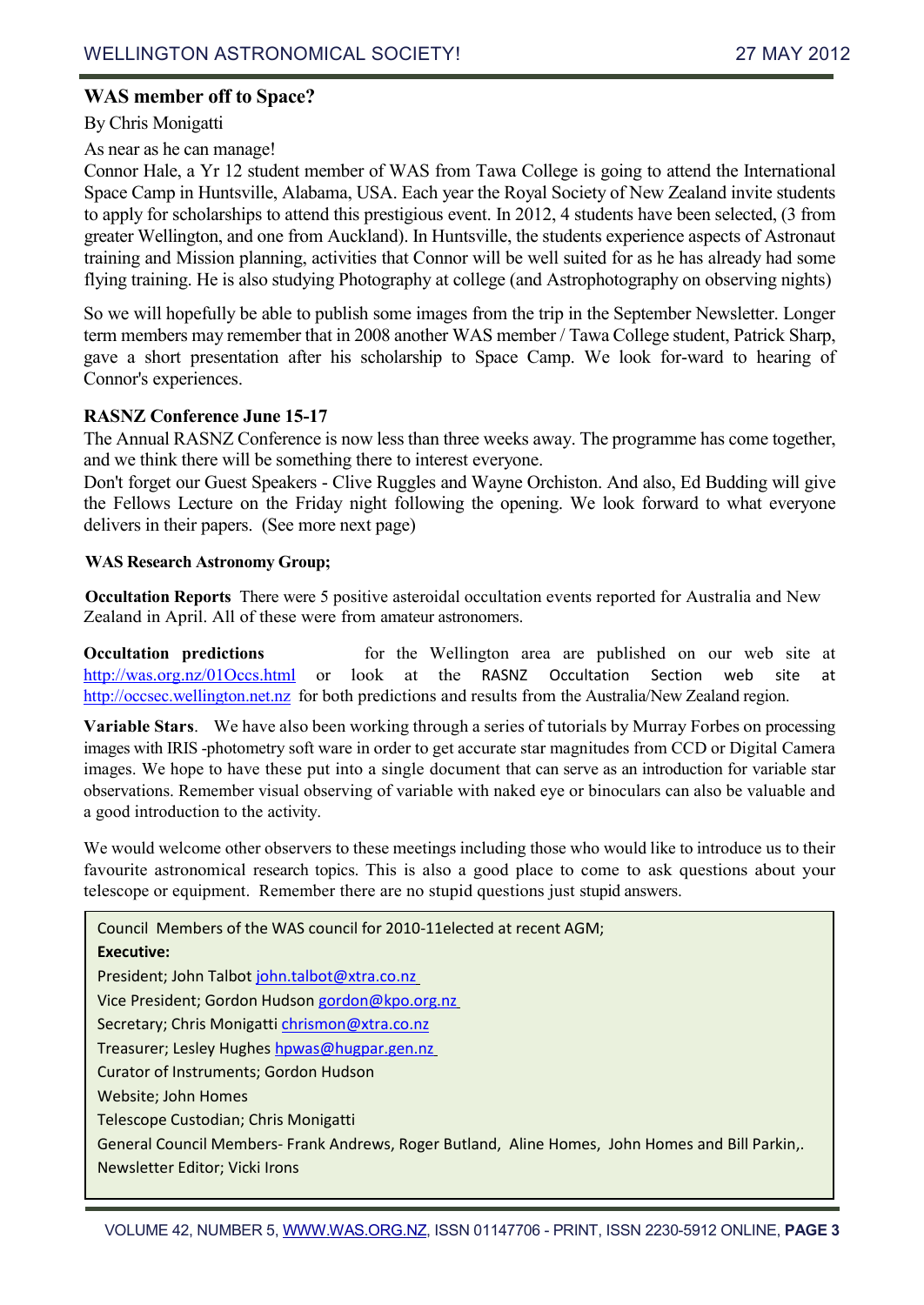## WAS member off to Space?

By Chris Monigatti

As near as he can manage!

Connor Hale, a Yr 12 student member of WAS from Tawa College is going to attend the International Space Camp in Huntsville, Alabama, USA. Each year the Royal Society of New Zealand invite students to apply for scholarships to attend this prestigious event. In 2012, 4 students have been selected, (3 from greater Wellington, and one from Auckland). In Huntsville, the students experience aspects of Astronaut training and Mission planning, activities that Connor will be well suited for as he has already had some flying training. He is also studying Photography at college (and Astrophotography on observing nights)

So we will hopefully be able to publish some images from the trip in the September Newsletter. Longer term members may remember that in 2008 another WAS member / Tawa College student, Patrick Sharp, gave a short presentation after his scholarship to Space Camp. We look for-ward to hearing of Connor's experiences.

## RASNZ Conference June 15-17

The Annual RASNZ Conference is now less than three weeks away. The programme has come together, and we think there will be something there to interest everyone.

Don't forget our Guest Speakers - Clive Ruggles and Wayne Orchiston. And also, Ed Budding will give the Fellows Lecture on the Friday night following the opening. We look forward to what everyone delivers in their papers. (See more next page)

### WAS Research Astronomy Group;

**Occultation Reports** There were 5 positive asteroidal occultation events reported for Australia and New Zealand in April. All of these were from amateur astronomers.

**Occultation predictions** for the Wellington area are published on our web site at http://was.org.nz/01Occs.html or look at the RASNZ Occultation Section web site at http://occsec.wellington.net.nz for both predictions and results from the Australia/New Zealand region.

**Variable Stars**. We have also been working through a series of tutorials by Murray Forbes on processing images with IRIS -photometry soft ware in order to get accurate star magnitudes from CCD or Digital Camera images. We hope to have these put into a single document that can serve as an introduction for variable star observations. Remember visual observing of variable with naked eye or binoculars can also be valuable and a good introduction to the activity.

We would welcome other observers to these meetings including those who would like to introduce us to their favourite astronomical research topics. This is also a good place to come to ask questions about your telescope or equipment. Remember there are no stupid questions just stupid answers.

Council Members of the WAS council for 2010-11elected at recent AGM;

**Executive:**

President; John Talbot john.talbot@xtra.co.nz

Vice President; Gordon Hudson gordon@kpo.org.nz

Secretary; Chris Monigatti chrismon@xtra.co.nz

Treasurer; Lesley Hughes hpwas@hugpar.gen.nz

Curator of Instruments; Gordon Hudson

Website; John Homes

Telescope Custodian; Chris Monigatti

General Council Members- Frank Andrews, Roger Butland, Aline Homes, John Homes and Bill Parkin,.

Newsletter Editor; Vicki Irons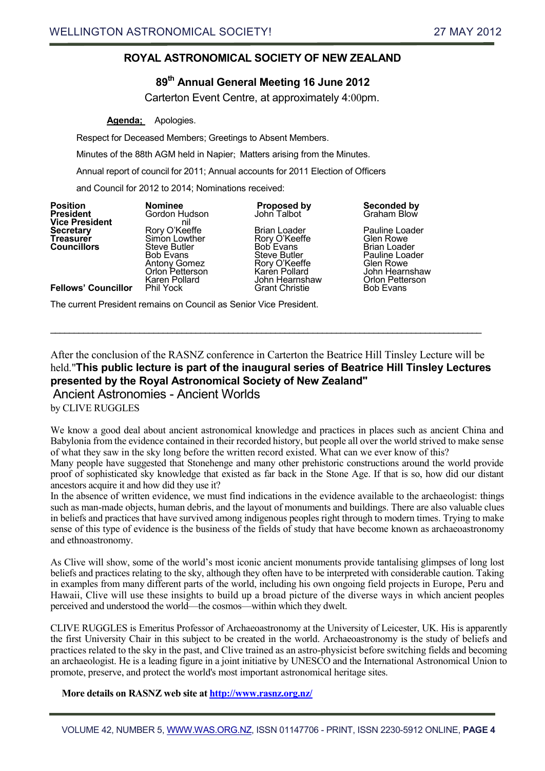## ROYAL ASTRONOMICAL SOCIETY OF NEW ZEALAND

### 89th Annual General Meeting 16 June 2012

Carterton Event Centre, at approximately 4:00pm.

**Agenda;** Apologies.

Respect for Deceased Members; Greetings to Absent Members.

Minutes of the 88th AGM held in Napier; Matters arising from the Minutes.

Annual report of council for 2011; Annual accounts for 2011 Election of Officers

and Council for 2012 to 2014; Nominations received:

| Position | Nominee | Proposed by | Seconded by |
|---|---|---|---|
| President | Gordon Hudson | John Talbot | Graham Blow |
| Vice President | nil | | |
| Secretary | Rory O'Keeffe | Brian Loader | Pauline Loader |
| Treasurer | Simon Lowther | Rory O'Keeffe | Glen Rowe |
| Councillors | Steve Butler | Bob Evans | Brian Loader |
| | Bob Evans | Steve Butler | Pauline Loader |
| | Antony Gomez | Rory O'Keeffe | Glen Rowe |
| | Orlon Petterson | Karen Pollard | John Hearnshaw |
| | Karen Pollard | John Hearnshaw | Orlon Petterson |
| Fellows' Councillor | Phil Yock | Grant Christie | Bob Evans |

The current President remains on Council as Senior Vice President.

---

After the conclusion of the RASNZ conference in Carterton the Beatrice Hill Tinsley Lecture will be held."**This public lecture is part of the inaugural series of Beatrice Hill Tinsley Lectures presented by the Royal Astronomical Society of New Zealand"**

### Ancient Astronomies - Ancient Worlds

by CLIVE RUGGLES

We know a good deal about ancient astronomical knowledge and practices in places such as ancient China and Babylonia from the evidence contained in their recorded history, but people all over the world strived to make sense of what they saw in the sky long before the written record existed. What can we ever know of this?

Many people have suggested that Stonehenge and many other prehistoric constructions around the world provide proof of sophisticated sky knowledge that existed as far back in the Stone Age. If that is so, how did our distant ancestors acquire it and how did they use it?

In the absence of written evidence, we must find indications in the evidence available to the archaeologist: things such as man-made objects, human debris, and the layout of monuments and buildings. There are also valuable clues in beliefs and practices that have survived among indigenous peoples right through to modern times. Trying to make sense of this type of evidence is the business of the fields of study that have become known as archaeoastronomy and ethnoastronomy.

As Clive will show, some of the world's most iconic ancient monuments provide tantalising glimpses of long lost beliefs and practices relating to the sky, although they often have to be interpreted with considerable caution. Taking in examples from many different parts of the world, including his own ongoing field projects in Europe, Peru and Hawaii, Clive will use these insights to build up a broad picture of the diverse ways in which ancient peoples perceived and understood the world—the cosmos—within which they dwelt.

CLIVE RUGGLES is Emeritus Professor of Archaeoastronomy at the University of Leicester, UK. His is apparently the first University Chair in this subject to be created in the world. Archaeoastronomy is the study of beliefs and practices related to the sky in the past, and Clive trained as an astro-physicist before switching fields and becoming an archaeologist. He is a leading figure in a joint initiative by UNESCO and the International Astronomical Union to promote, preserve, and protect the world's most important astronomical heritage sites.

**More details on RASNZ web site at http://www.rasnz.org.nz/**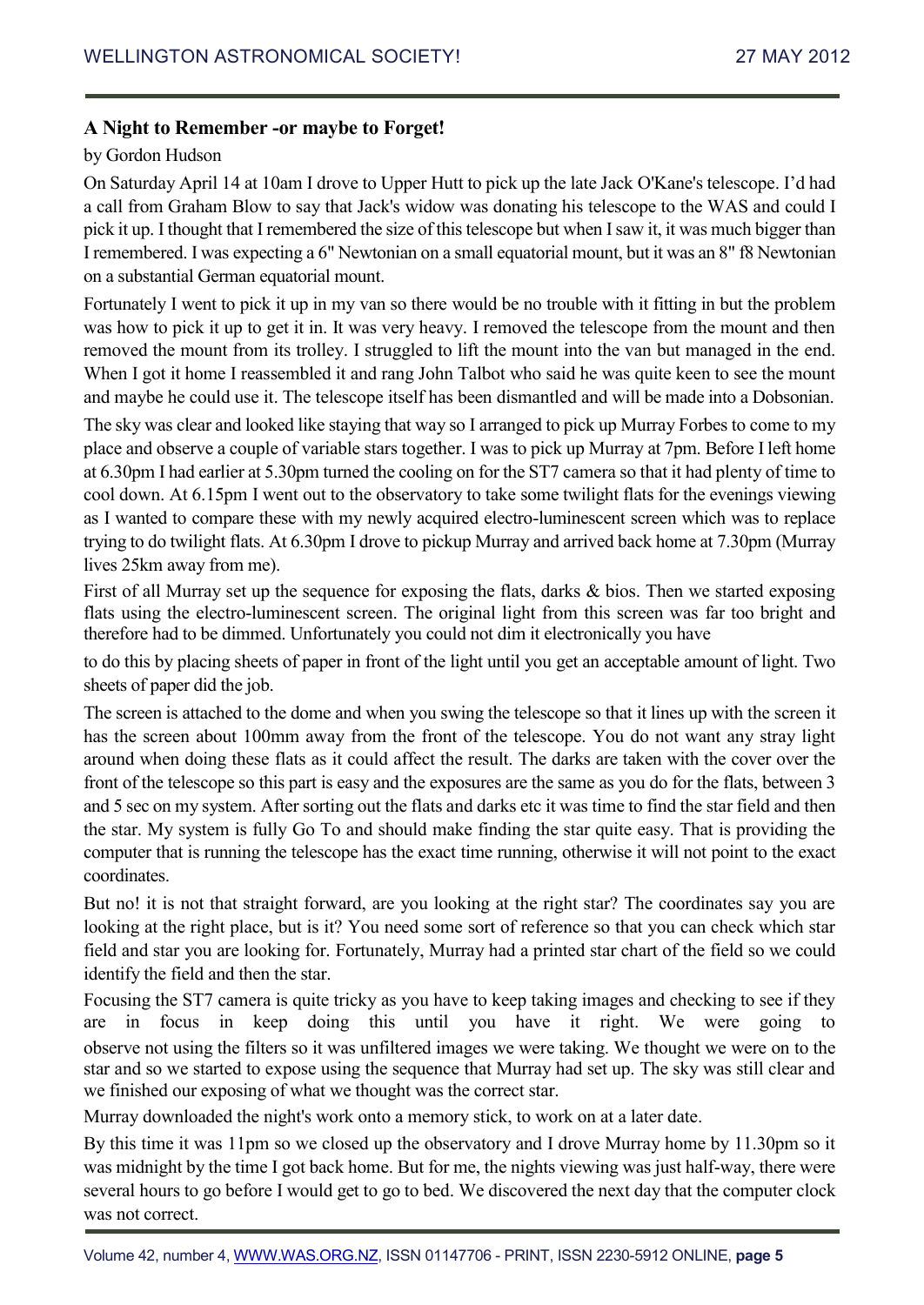## A Night to Remember -or maybe to Forget!

by Gordon Hudson

On Saturday April 14 at 10am I drove to Upper Hutt to pick up the late Jack O'Kane's telescope. I'd had a call from Graham Blow to say that Jack's widow was donating his telescope to the WAS and could I pick it up. I thought that I remembered the size of this telescope but when I saw it, it was much bigger than I remembered. I was expecting a 6" Newtonian on a small equatorial mount, but it was an 8" f8 Newtonian on a substantial German equatorial mount.

Fortunately I went to pick it up in my van so there would be no trouble with it fitting in but the problem was how to pick it up to get it in. It was very heavy. I removed the telescope from the mount and then removed the mount from its trolley. I struggled to lift the mount into the van but managed in the end. When I got it home I reassembled it and rang John Talbot who said he was quite keen to see the mount and maybe he could use it. The telescope itself has been dismantled and will be made into a Dobsonian.

The sky was clear and looked like staying that way so I arranged to pick up Murray Forbes to come to my place and observe a couple of variable stars together. I was to pick up Murray at 7pm. Before I left home at 6.30pm I had earlier at 5.30pm turned the cooling on for the ST7 camera so that it had plenty of time to cool down. At 6.15pm I went out to the observatory to take some twilight flats for the evenings viewing as I wanted to compare these with my newly acquired electro-luminescent screen which was to replace trying to do twilight flats. At 6.30pm I drove to pickup Murray and arrived back home at 7.30pm (Murray lives 25km away from me).

First of all Murray set up the sequence for exposing the flats, darks & bios. Then we started exposing flats using the electro-luminescent screen. The original light from this screen was far too bright and therefore had to be dimmed. Unfortunately you could not dim it electronically you have to do this by placing sheets of paper in front of the light until you get an acceptable amount of light. Two sheets of paper did the job.

The screen is attached to the dome and when you swing the telescope so that it lines up with the screen it has the screen about 100mm away from the front of the telescope. You do not want any stray light around when doing these flats as it could affect the result. The darks are taken with the cover over the front of the telescope so this part is easy and the exposures are the same as you do for the flats, between 3 and 5 sec on my system. After sorting out the flats and darks etc it was time to find the star field and then the star. My system is fully Go To and should make finding the star quite easy. That is providing the computer that is running the telescope has the exact time running, otherwise it will not point to the exact coordinates.

But no! it is not that straight forward, are you looking at the right star? The coordinates say you are looking at the right place, but is it? You need some sort of reference so that you can check which star field and star you are looking for. Fortunately, Murray had a printed star chart of the field so we could identify the field and then the star.

Focusing the ST7 camera is quite tricky as you have to keep taking images and checking to see if they are in focus in keep doing this until you have it right. We were going to observe not using the filters so it was unfiltered images we were taking. We thought we were on to the star and so we started to expose using the sequence that Murray had set up. The sky was still clear and we finished our exposing of what we thought was the correct star.

Murray downloaded the night's work onto a memory stick, to work on at a later date.

By this time it was 11pm so we closed up the observatory and I drove Murray home by 11.30pm so it was midnight by the time I got back home. But for me, the nights viewing was just half-way, there were several hours to go before I would get to go to bed. We discovered the next day that the computer clock was not correct.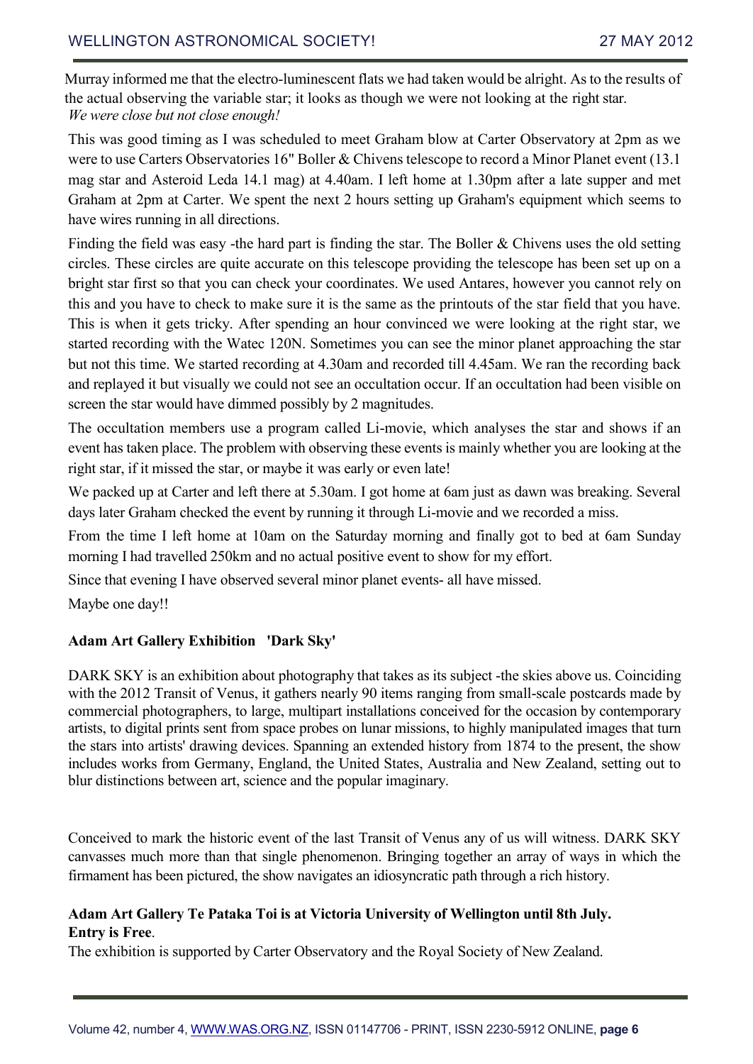Murray informed me that the electro-luminescent flats we had taken would be alright. As to the results of the actual observing the variable star; it looks as though we were not looking at the right star. *We were close but not close enough!*

This was good timing as I was scheduled to meet Graham blow at Carter Observatory at 2pm as we were to use Carters Observatories 16" Boller & Chivens telescope to record a Minor Planet event (13.1 mag star and Asteroid Leda 14.1 mag) at 4.40am. I left home at 1.30pm after a late supper and met Graham at 2pm at Carter. We spent the next 2 hours setting up Graham's equipment which seems to have wires running in all directions.

Finding the field was easy -the hard part is finding the star. The Boller & Chivens uses the old setting circles. These circles are quite accurate on this telescope providing the telescope has been set up on a bright star first so that you can check your coordinates. We used Antares, however you cannot rely on this and you have to check to make sure it is the same as the printouts of the star field that you have. This is when it gets tricky. After spending an hour convinced we were looking at the right star, we started recording with the Watec 120N. Sometimes you can see the minor planet approaching the star but not this time. We started recording at 4.30am and recorded till 4.45am. We ran the recording back and replayed it but visually we could not see an occultation occur. If an occultation had been visible on screen the star would have dimmed possibly by 2 magnitudes.

The occultation members use a program called Li-movie, which analyses the star and shows if an event has taken place. The problem with observing these events is mainly whether you are looking at the right star, if it missed the star, or maybe it was early or even late!

We packed up at Carter and left there at 5.30am. I got home at 6am just as dawn was breaking. Several days later Graham checked the event by running it through Li-movie and we recorded a miss.

From the time I left home at 10am on the Saturday morning and finally got to bed at 6am Sunday morning I had travelled 250km and no actual positive event to show for my effort.

Since that evening I have observed several minor planet events- all have missed.

Maybe one day!!

**Adam Art Gallery Exhibition 'Dark Sky'**

DARK SKY is an exhibition about photography that takes as its subject -the skies above us. Coinciding with the 2012 Transit of Venus, it gathers nearly 90 items ranging from small-scale postcards made by commercial photographers, to large, multipart installations conceived for the occasion by contemporary artists, to digital prints sent from space probes on lunar missions, to highly manipulated images that turn the stars into artists' drawing devices. Spanning an extended history from 1874 to the present, the show includes works from Germany, England, the United States, Australia and New Zealand, setting out to blur distinctions between art, science and the popular imaginary.

Conceived to mark the historic event of the last Transit of Venus any of us will witness. DARK SKY canvasses much more than that single phenomenon. Bringing together an array of ways in which the firmament has been pictured, the show navigates an idiosyncratic path through a rich history.

**Adam Art Gallery Te Pataka Toi is at Victoria University of Wellington until 8th July.**
**Entry is Free**.

The exhibition is supported by Carter Observatory and the Royal Society of New Zealand.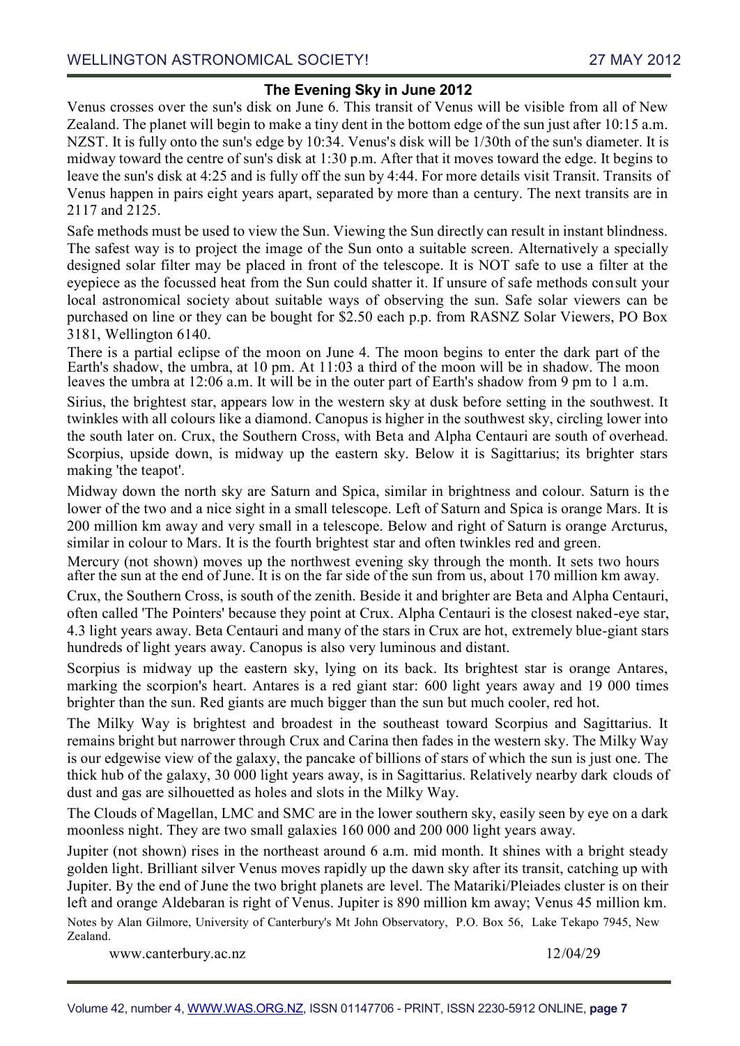## The Evening Sky in June 2012

Venus crosses over the sun's disk on June 6. This transit of Venus will be visible from all of New Zealand. The planet will begin to make a tiny dent in the bottom edge of the sun just after 10:15 a.m. NZST. It is fully onto the sun's edge by 10:34. Venus's disk will be 1/30th of the sun's diameter. It is midway toward the centre of sun's disk at 1:30 p.m. After that it moves toward the edge. It begins to leave the sun's disk at 4:25 and is fully off the sun by 4:44. For more details visit Transit. Transits of Venus happen in pairs eight years apart, separated by more than a century. The next transits are in 2117 and 2125.

Safe methods must be used to view the Sun. Viewing the Sun directly can result in instant blindness. The safest way is to project the image of the Sun onto a suitable screen. Alternatively a specially designed solar filter may be placed in front of the telescope. It is NOT safe to use a filter at the eyepiece as the focussed heat from the Sun could shatter it. If unsure of safe methods consult your local astronomical society about suitable ways of observing the sun. Safe solar viewers can be purchased on line or they can be bought for $2.50 each p.p. from RASNZ Solar Viewers, PO Box 3181, Wellington 6140.

There is a partial eclipse of the moon on June 4. The moon begins to enter the dark part of the Earth's shadow, the umbra, at 10 pm. At 11:03 a third of the moon will be in shadow. The moon leaves the umbra at 12:06 a.m. It will be in the outer part of Earth's shadow from 9 pm to 1 a.m.

Sirius, the brightest star, appears low in the western sky at dusk before setting in the southwest. It twinkles with all colours like a diamond. Canopus is higher in the southwest sky, circling lower into the south later on. Crux, the Southern Cross, with Beta and Alpha Centauri are south of overhead. Scorpius, upside down, is midway up the eastern sky. Below it is Sagittarius; its brighter stars making 'the teapot'.

Midway down the north sky are Saturn and Spica, similar in brightness and colour. Saturn is the lower of the two and a nice sight in a small telescope. Left of Saturn and Spica is orange Mars. It is 200 million km away and very small in a telescope. Below and right of Saturn is orange Arcturus, similar in colour to Mars. It is the fourth brightest star and often twinkles red and green.

Mercury (not shown) moves up the northwest evening sky through the month. It sets two hours after the sun at the end of June. It is on the far side of the sun from us, about 170 million km away.

Crux, the Southern Cross, is south of the zenith. Beside it and brighter are Beta and Alpha Centauri, often called 'The Pointers' because they point at Crux. Alpha Centauri is the closest naked-eye star, 4.3 light years away. Beta Centauri and many of the stars in Crux are hot, extremely blue-giant stars hundreds of light years away. Canopus is also very luminous and distant.

Scorpius is midway up the eastern sky, lying on its back. Its brightest star is orange Antares, marking the scorpion's heart. Antares is a red giant star: 600 light years away and 19 000 times brighter than the sun. Red giants are much bigger than the sun but much cooler, red hot.

The Milky Way is brightest and broadest in the southeast toward Scorpius and Sagittarius. It remains bright but narrower through Crux and Carina then fades in the western sky. The Milky Way is our edgewise view of the galaxy, the pancake of billions of stars of which the sun is just one. The thick hub of the galaxy, 30 000 light years away, is in Sagittarius. Relatively nearby dark clouds of dust and gas are silhouetted as holes and slots in the Milky Way.

The Clouds of Magellan, LMC and SMC are in the lower southern sky, easily seen by eye on a dark moonless night. They are two small galaxies 160 000 and 200 000 light years away.

Jupiter (not shown) rises in the northeast around 6 a.m. mid month. It shines with a bright steady golden light. Brilliant silver Venus moves rapidly up the dawn sky after its transit, catching up with Jupiter. By the end of June the two bright planets are level. The Matariki/Pleiades cluster is on their left and orange Aldebaran is right of Venus. Jupiter is 890 million km away; Venus 45 million km.

Notes by Alan Gilmore, University of Canterbury's Mt John Observatory, P.O. Box 56, Lake Tekapo 7945, New Zealand.

www.canterbury.ac.nz 12/04/29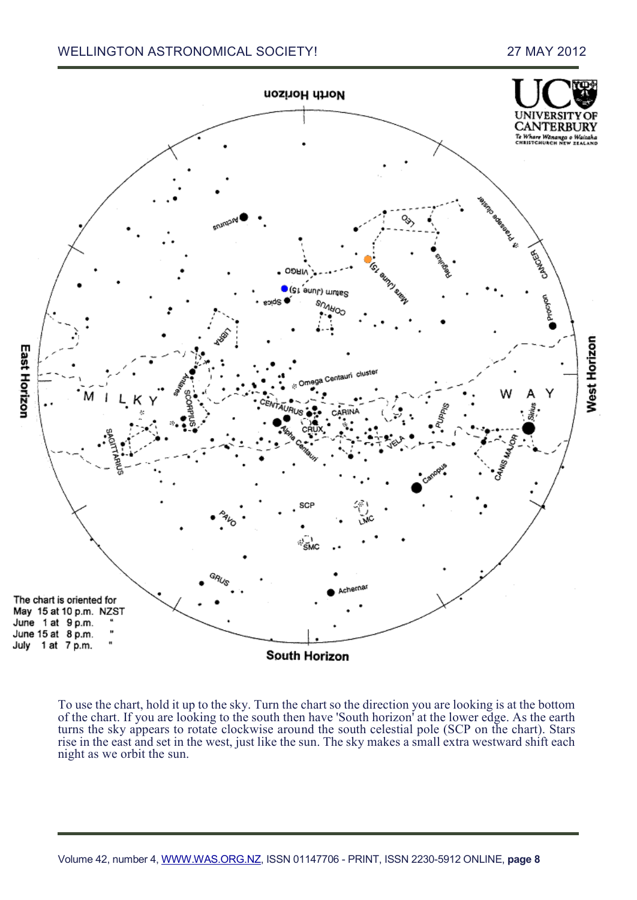North Horizon

East Horizon

West Horizon

South Horizon

UNIVERSITY OF CANTERBURY
Te Whare Wānanga o Waitaha
CHRISTCHURCH NEW ZEALAND

Arcturus
LEO
Praesepe cluster
CANCER
Regulus
Mars (June 15)
VIRGO
Saturn (June 15)
Spica
CORVUS
Procyon
LIBRA
Omega Centauri cluster
Antares
SCORPIUS
M I L K Y
W A Y
CENTAURUS
CARINA
PUPPIS
Sirius
CRUX
Alpha Centauri
VELA
CANIS MAJOR
SAGITTARIUS
Canopus
SCP
PAVO
LMC
SMC
GRUS
Achernar

The chart is oriented for
May 15 at 10 p.m. NZST
June 1 at 9 p.m. "
June 15 at 8 p.m. "
July 1 at 7 p.m. "

To use the chart, hold it up to the sky. Turn the chart so the direction you are looking is at the bottom of the chart. If you are looking to the south then have 'South horizon' at the lower edge. As the earth turns the sky appears to rotate clockwise around the south celestial pole (SCP on the chart). Stars rise in the east and set in the west, just like the sun. The sky makes a small extra westward shift each night as we orbit the sun.